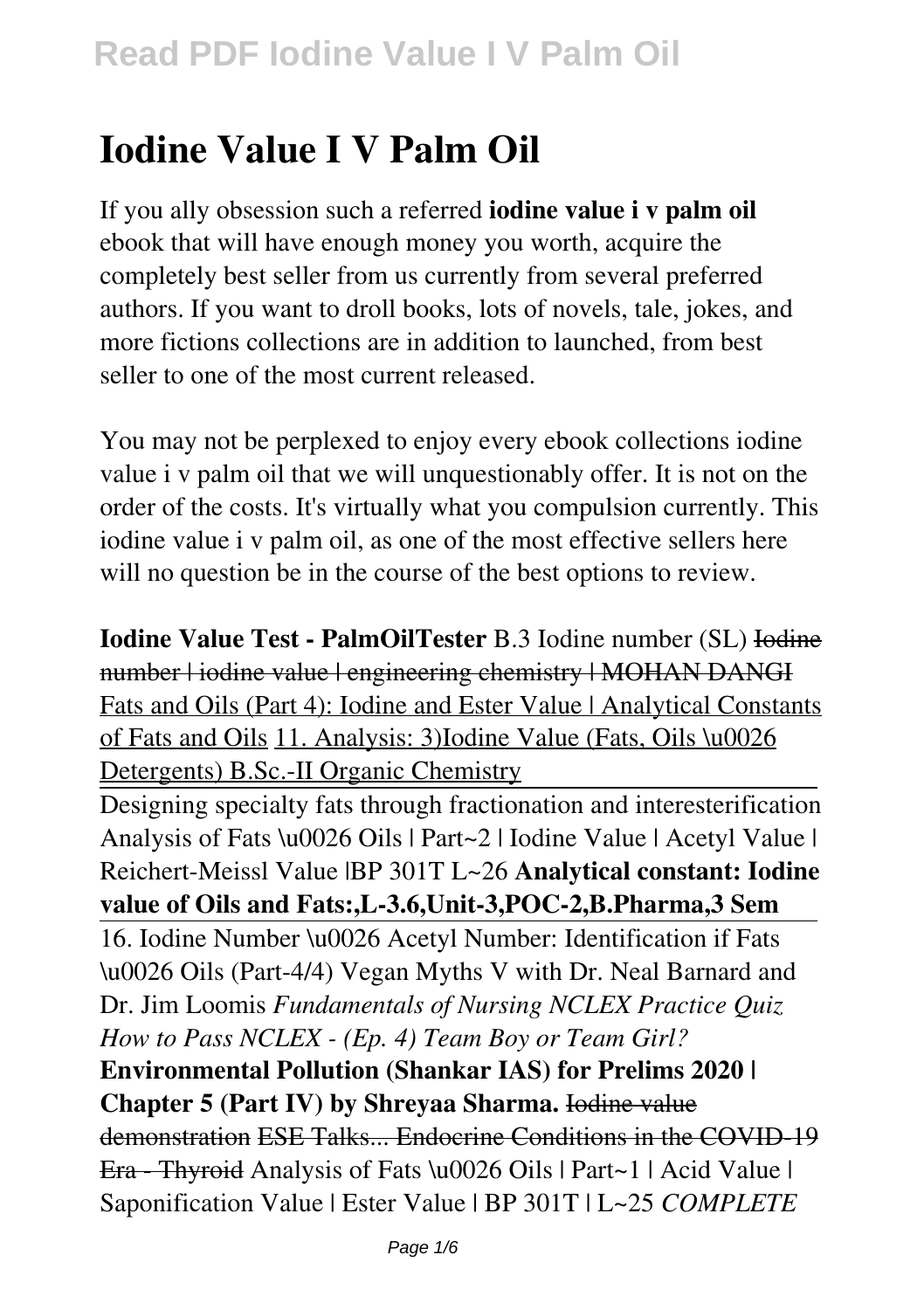# Iodine Value I V Palm Oil

If you ally obsession such a referred **iodine value i v palm oil** ebook that will have enough money you worth, acquire the completely best seller from us currently from several preferred authors. If you want to droll books, lots of novels, tale, jokes, and more fictions collections are in addition to launched, from best seller to one of the most current released.

You may not be perplexed to enjoy every ebook collections iodine value i v palm oil that we will unquestionably offer. It is not on the order of the costs. It's virtually what you compulsion currently. This iodine value i v palm oil, as one of the most effective sellers here will no question be in the course of the best options to review.

**Iodine Value Test - PalmOilTester** B.3 Iodine number (SL) ~~Iodine number | iodine value | engineering chemistry | MOHAN DANGI~~ Fats and Oils (Part 4): Iodine and Ester Value | Analytical Constants of Fats and Oils 11. Analysis: 3)Iodine Value (Fats, Oils \u0026 Detergents) B.Sc.-II Organic Chemistry

Designing specialty fats through fractionation and interesterification Analysis of Fats \u0026 Oils | Part~2 | Iodine Value | Acetyl Value | Reichert-Meissl Value |BP 301T L~26 **Analytical constant: Iodine value of Oils and Fats:,L-3.6,Unit-3,POC-2,B.Pharma,3 Sem**

16. Iodine Number \u0026 Acetyl Number: Identification if Fats \u0026 Oils (Part-4/4) Vegan Myths V with Dr. Neal Barnard and Dr. Jim Loomis *Fundamentals of Nursing NCLEX Practice Quiz How to Pass NCLEX - (Ep. 4) Team Boy or Team Girl?* **Environmental Pollution (Shankar IAS) for Prelims 2020 | Chapter 5 (Part IV) by Shreyaa Sharma.** ~~Iodine value demonstration~~ ~~ESE Talks... Endocrine Conditions in the COVID-19 Era - Thyroid~~ Analysis of Fats \u0026 Oils | Part~1 | Acid Value | Saponification Value | Ester Value | BP 301T | L~25 *COMPLETE*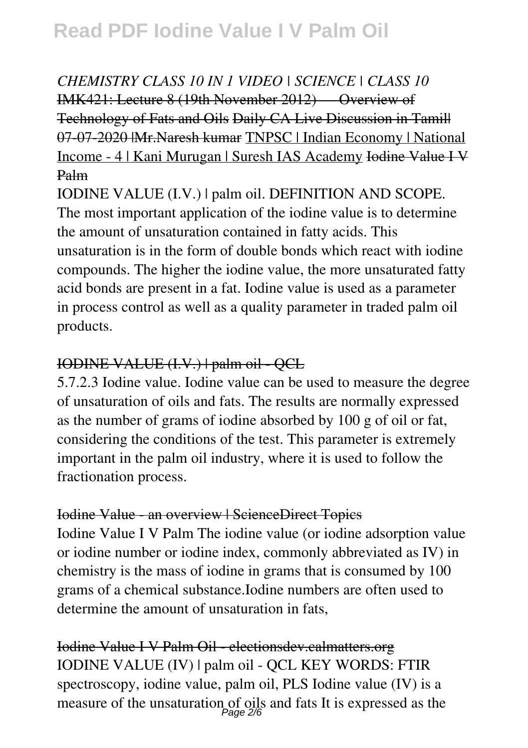*CHEMISTRY CLASS 10 IN 1 VIDEO | SCIENCE | CLASS 10* ~~IMK421: Lecture 8 (19th November 2012) — Overview of Technology of Fats and Oils~~ ~~Daily CA Live Discussion in Tamil| 07-07-2020 |Mr.Naresh kumar~~ TNPSC | Indian Economy | National Income - 4 | Kani Murugan | Suresh IAS Academy ~~Iodine Value I V Palm~~

IODINE VALUE (I.V.) | palm oil. DEFINITION AND SCOPE. The most important application of the iodine value is to determine the amount of unsaturation contained in fatty acids. This unsaturation is in the form of double bonds which react with iodine compounds. The higher the iodine value, the more unsaturated fatty acid bonds are present in a fat. Iodine value is used as a parameter in process control as well as a quality parameter in traded palm oil products.

~~IODINE VALUE (I.V.) | palm oil - QCL~~

5.7.2.3 Iodine value. Iodine value can be used to measure the degree of unsaturation of oils and fats. The results are normally expressed as the number of grams of iodine absorbed by 100 g of oil or fat, considering the conditions of the test. This parameter is extremely important in the palm oil industry, where it is used to follow the fractionation process.

~~Iodine Value - an overview | ScienceDirect Topics~~

Iodine Value I V Palm The iodine value (or iodine adsorption value or iodine number or iodine index, commonly abbreviated as IV) in chemistry is the mass of iodine in grams that is consumed by 100 grams of a chemical substance.Iodine numbers are often used to determine the amount of unsaturation in fats,

~~Iodine Value I V Palm Oil - electionsdev.calmatters.org~~

IODINE VALUE (IV) | palm oil - QCL KEY WORDS: FTIR spectroscopy, iodine value, palm oil, PLS Iodine value (IV) is a measure of the unsaturation of oils and fats It is expressed as the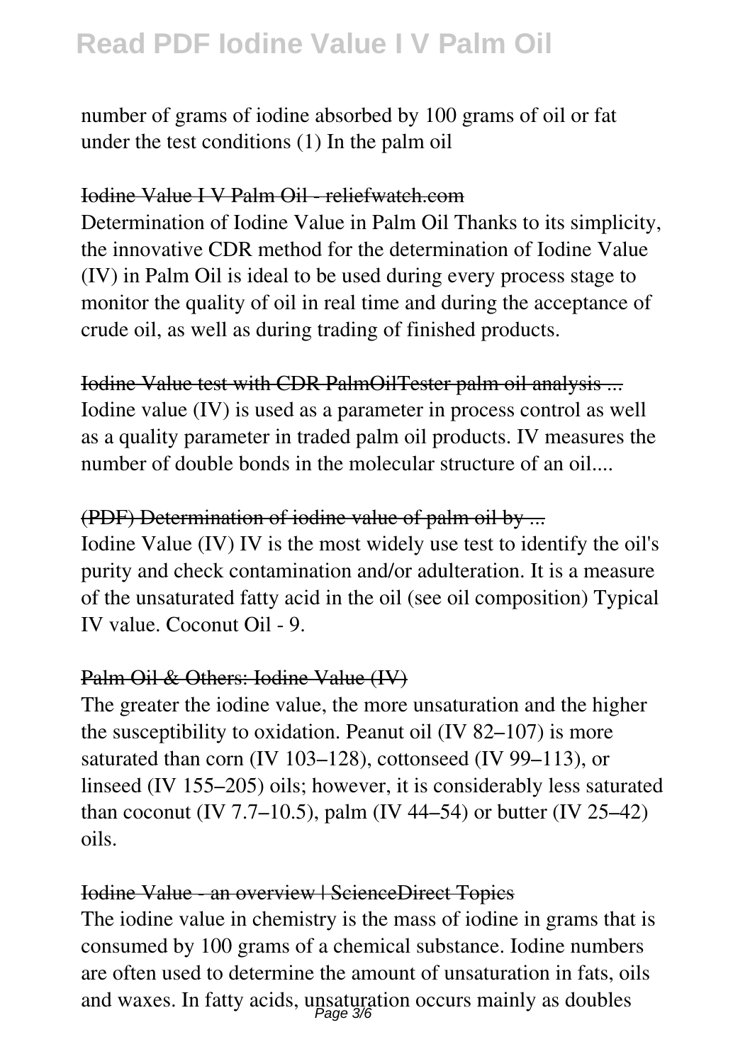number of grams of iodine absorbed by 100 grams of oil or fat under the test conditions (1) In the palm oil

## Iodine Value I V Palm Oil - reliefwatch.com

Determination of Iodine Value in Palm Oil Thanks to its simplicity, the innovative CDR method for the determination of Iodine Value (IV) in Palm Oil is ideal to be used during every process stage to monitor the quality of oil in real time and during the acceptance of crude oil, as well as during trading of finished products.

## Iodine Value test with CDR PalmOilTester palm oil analysis ...

Iodine value (IV) is used as a parameter in process control as well as a quality parameter in traded palm oil products. IV measures the number of double bonds in the molecular structure of an oil....

## (PDF) Determination of iodine value of palm oil by ...

Iodine Value (IV) IV is the most widely use test to identify the oil's purity and check contamination and/or adulteration. It is a measure of the unsaturated fatty acid in the oil (see oil composition) Typical IV value. Coconut Oil - 9.

## Palm Oil & Others: Iodine Value (IV)

The greater the iodine value, the more unsaturation and the higher the susceptibility to oxidation. Peanut oil (IV 82–107) is more saturated than corn (IV 103–128), cottonseed (IV 99–113), or linseed (IV 155–205) oils; however, it is considerably less saturated than coconut (IV 7.7–10.5), palm (IV 44–54) or butter (IV 25–42) oils.

## Iodine Value - an overview | ScienceDirect Topics

The iodine value in chemistry is the mass of iodine in grams that is consumed by 100 grams of a chemical substance. Iodine numbers are often used to determine the amount of unsaturation in fats, oils and waxes. In fatty acids, unsaturation occurs mainly as doubles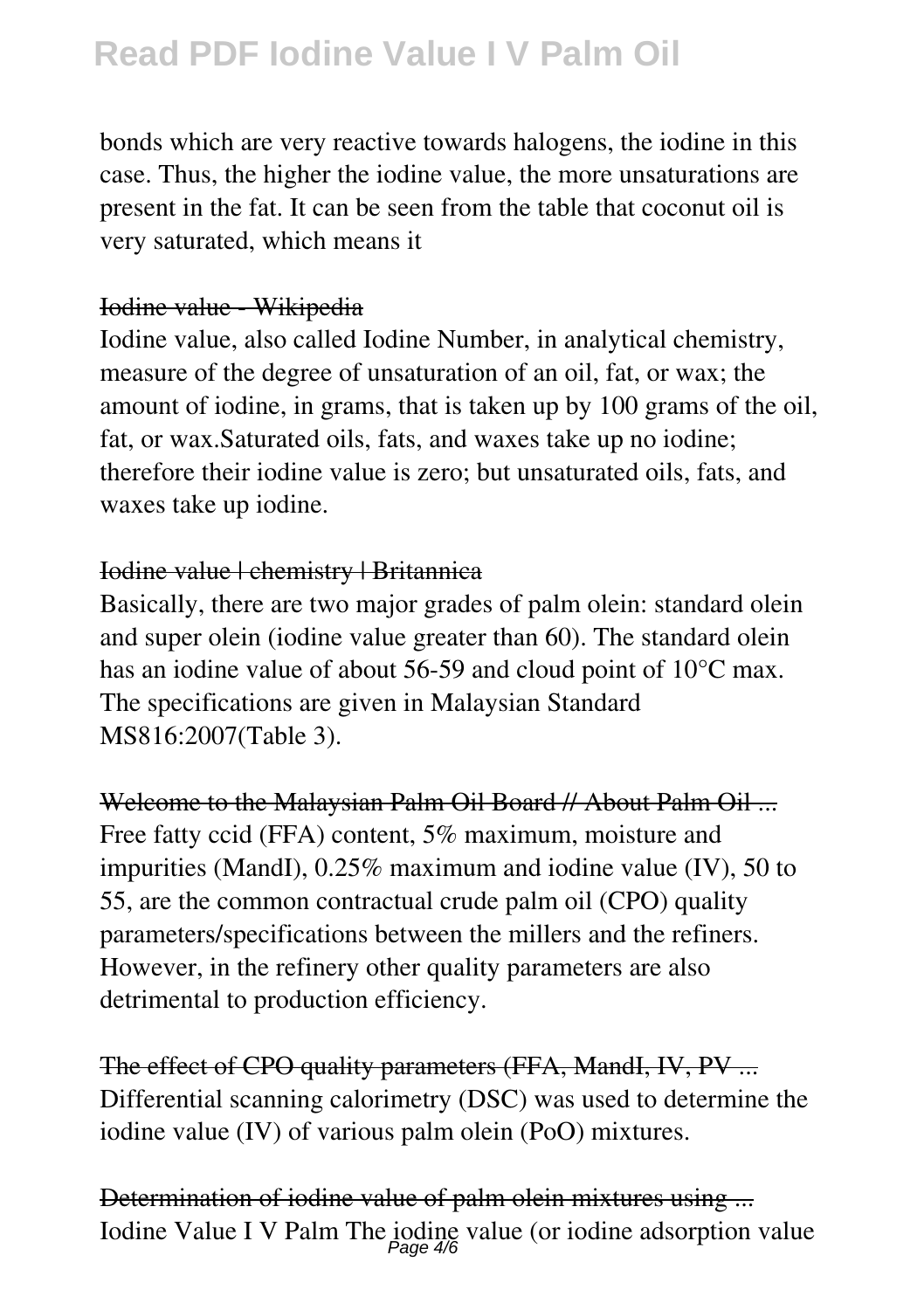bonds which are very reactive towards halogens, the iodine in this case. Thus, the higher the iodine value, the more unsaturations are present in the fat. It can be seen from the table that coconut oil is very saturated, which means it

Iodine value - Wikipedia

Iodine value, also called Iodine Number, in analytical chemistry, measure of the degree of unsaturation of an oil, fat, or wax; the amount of iodine, in grams, that is taken up by 100 grams of the oil, fat, or wax.Saturated oils, fats, and waxes take up no iodine; therefore their iodine value is zero; but unsaturated oils, fats, and waxes take up iodine.

Iodine value | chemistry | Britannica

Basically, there are two major grades of palm olein: standard olein and super olein (iodine value greater than 60). The standard olein has an iodine value of about 56-59 and cloud point of 10°C max. The specifications are given in Malaysian Standard MS816:2007(Table 3).

Welcome to the Malaysian Palm Oil Board // About Palm Oil ...

Free fatty ccid (FFA) content, 5% maximum, moisture and impurities (MandI), 0.25% maximum and iodine value (IV), 50 to 55, are the common contractual crude palm oil (CPO) quality parameters/specifications between the millers and the refiners. However, in the refinery other quality parameters are also detrimental to production efficiency.

The effect of CPO quality parameters (FFA, MandI, IV, PV ...

Differential scanning calorimetry (DSC) was used to determine the iodine value (IV) of various palm olein (PoO) mixtures.

Determination of iodine value of palm olein mixtures using ...

Iodine Value I V Palm The iodine value (or iodine adsorption value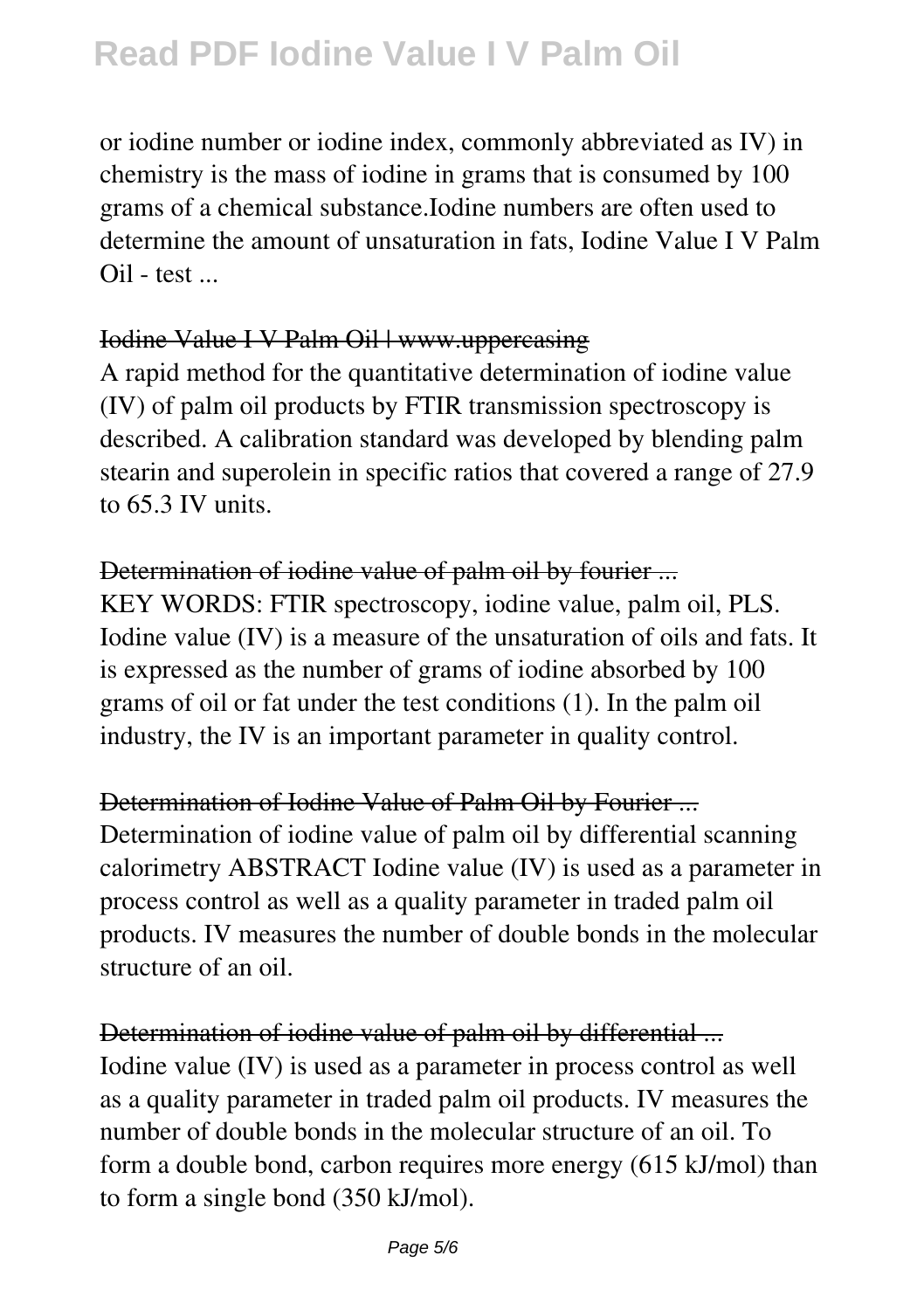or iodine number or iodine index, commonly abbreviated as IV) in chemistry is the mass of iodine in grams that is consumed by 100 grams of a chemical substance.Iodine numbers are often used to determine the amount of unsaturation in fats, Iodine Value I V Palm Oil - test ...

~~Iodine Value I V Palm Oil | www.uppercasing~~

A rapid method for the quantitative determination of iodine value (IV) of palm oil products by FTIR transmission spectroscopy is described. A calibration standard was developed by blending palm stearin and superolein in specific ratios that covered a range of 27.9 to 65.3 IV units.

~~Determination of iodine value of palm oil by fourier ...~~

KEY WORDS: FTIR spectroscopy, iodine value, palm oil, PLS. Iodine value (IV) is a measure of the unsaturation of oils and fats. It is expressed as the number of grams of iodine absorbed by 100 grams of oil or fat under the test conditions (1). In the palm oil industry, the IV is an important parameter in quality control.

~~Determination of Iodine Value of Palm Oil by Fourier ...~~

Determination of iodine value of palm oil by differential scanning calorimetry ABSTRACT Iodine value (IV) is used as a parameter in process control as well as a quality parameter in traded palm oil products. IV measures the number of double bonds in the molecular structure of an oil.

~~Determination of iodine value of palm oil by differential ...~~

Iodine value (IV) is used as a parameter in process control as well as a quality parameter in traded palm oil products. IV measures the number of double bonds in the molecular structure of an oil. To form a double bond, carbon requires more energy (615 kJ/mol) than to form a single bond (350 kJ/mol).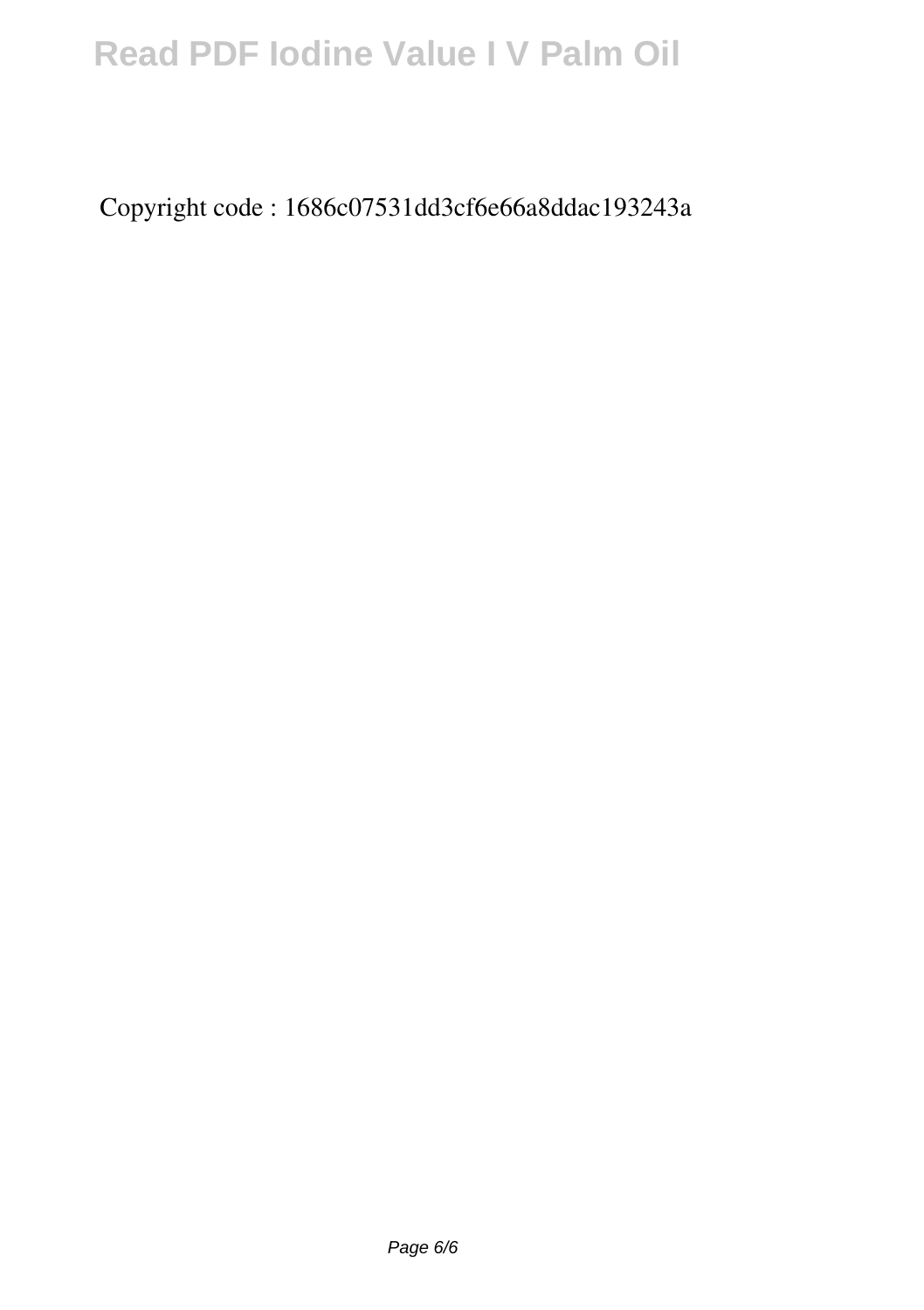Copyright code : 1686c07531dd3cf6e66a8ddac193243a